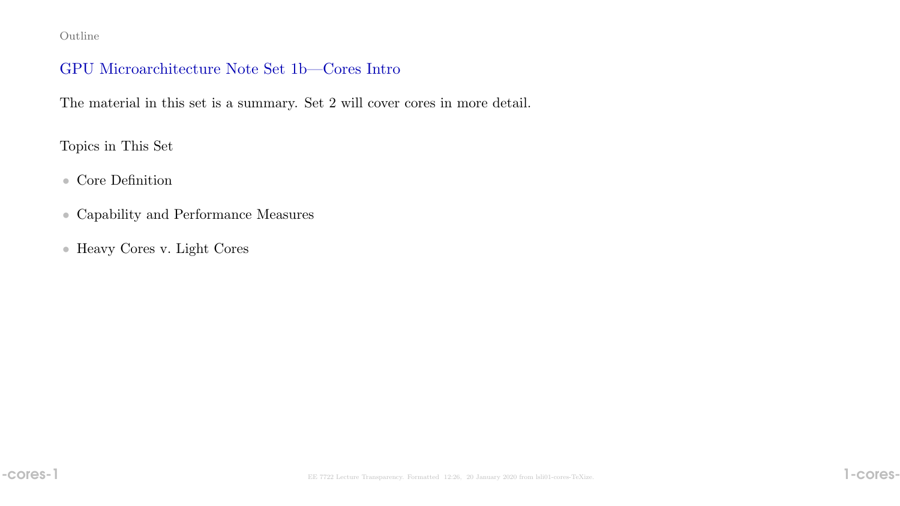Outline

## GPU Microarchitecture Note Set 1b—Cores Intro

The material in this set is a summary. Set 2 will cover cores in more detail.

Topics in This Set

- Core Definition
- Capability and Performance Measures
- Heavy Cores v. Light Cores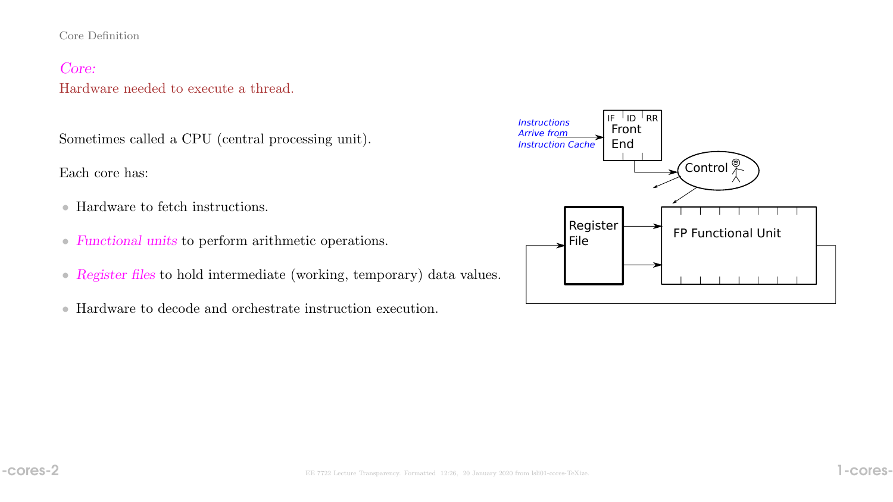## Core Definition

*Core:*

Hardware needed to execute a thread.

Sometimes called a CPU (central processing unit).

Each core has:

- Hardware to fetch instructions.
- *Functional units* to perform arithmetic operations.
- *Register files* to hold intermediate (working, temporary) data values.
- Hardware to decode and orchestrate instruction execution.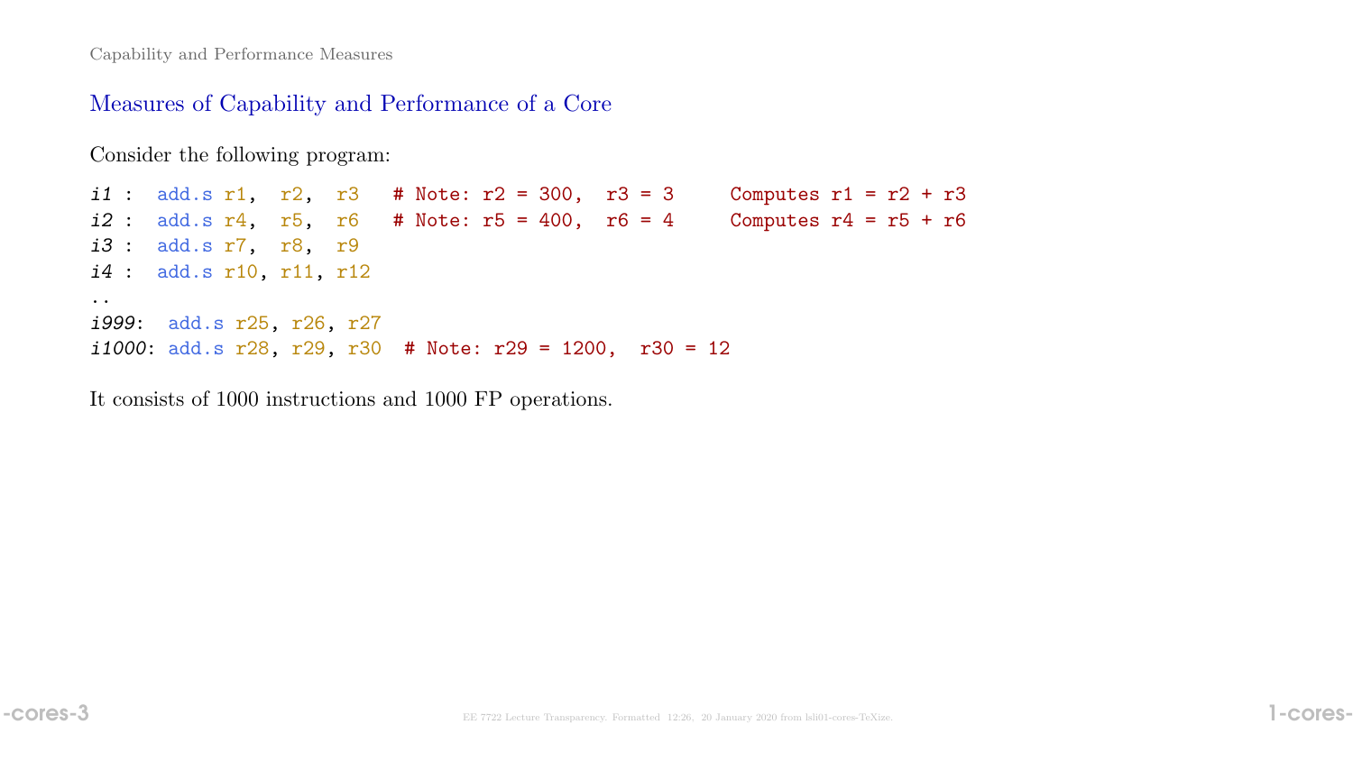## Measures of Capability and Performance of a Core

Consider the following program:

```
i1 :  add.s r1,  r2,  r3   # Note: r2 = 300,  r3 = 3     Computes r1 = r2 + r3
i2 :  add.s r4,  r5,  r6   # Note: r5 = 400,  r6 = 4     Computes r4 = r5 + r6
i3 :  add.s r7,  r8,  r9
i4 :  add.s r10, r11, r12
..
i999:  add.s r25, r26, r27
i1000: add.s r28, r29, r30  # Note: r29 = 1200,  r30 = 12
```

It consists of 1000 instructions and 1000 FP operations.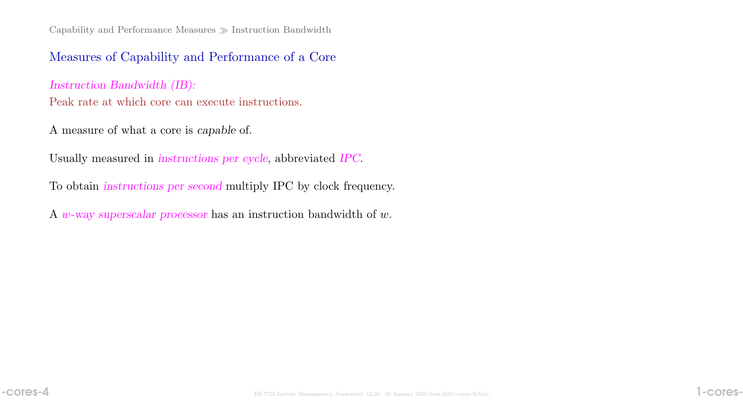## Measures of Capability and Performance of a Core

*Instruction Bandwidth (IB):*
Peak rate at which core can execute instructions.

A measure of what a core is *capable* of.

Usually measured in *instructions per cycle*, abbreviated *IPC*.

To obtain *instructions per second* multiply IPC by clock frequency.

A *$w$-way superscalar processor* has an instruction bandwidth of $w$.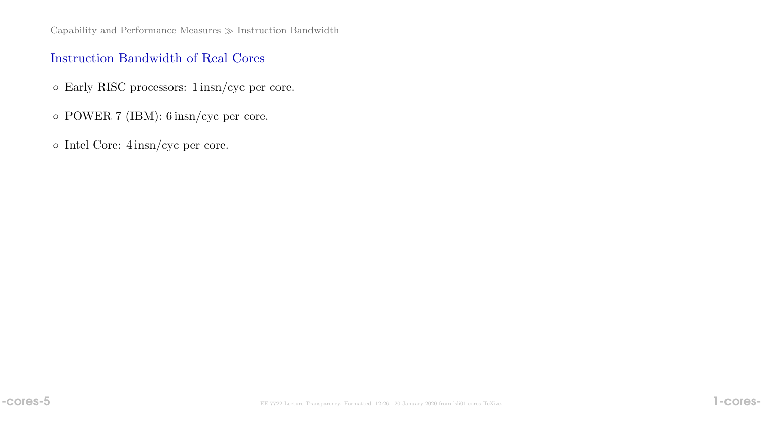## Instruction Bandwidth of Real Cores

- Early RISC processors: 1 insn/cyc per core.
- POWER 7 (IBM): 6 insn/cyc per core.
- Intel Core: 4 insn/cyc per core.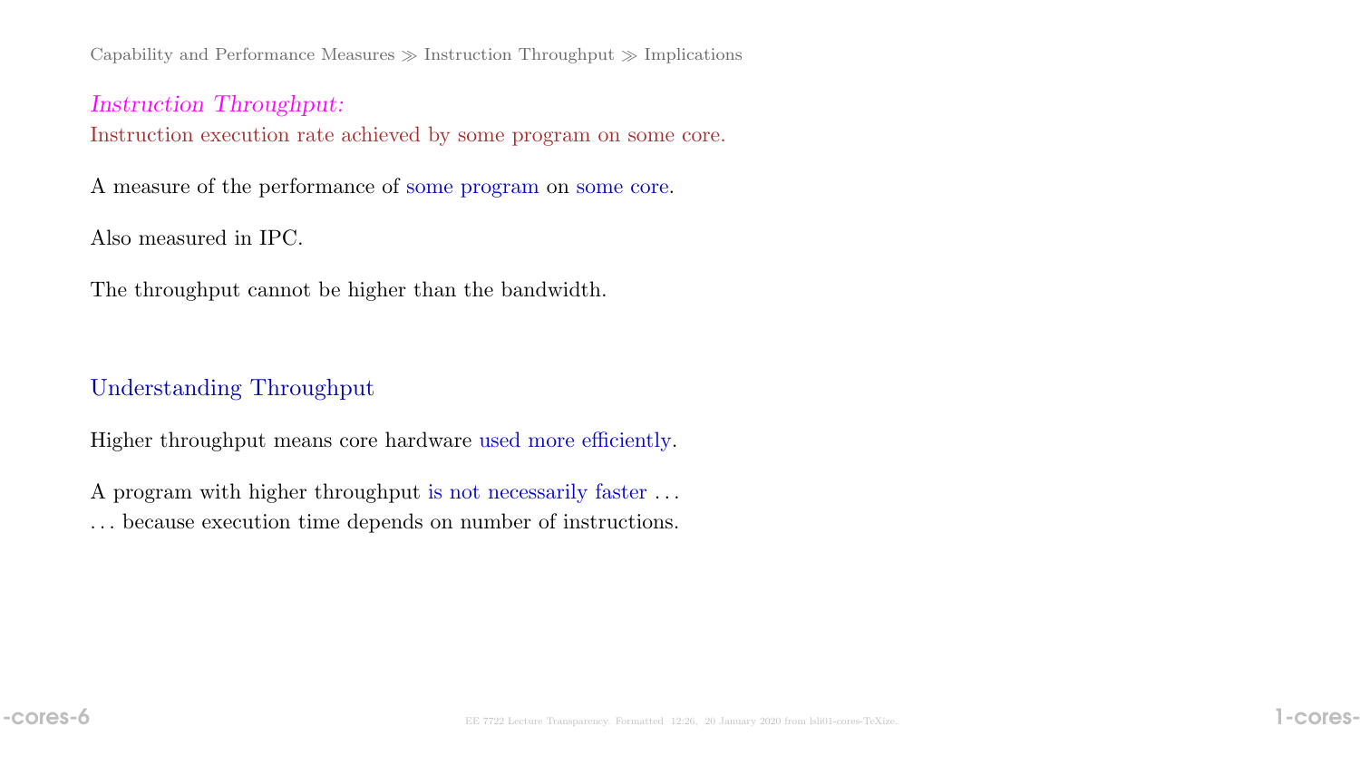*Instruction Throughput:*
Instruction execution rate achieved by some program on some core.

A measure of the performance of some program on some core.

Also measured in IPC.

The throughput cannot be higher than the bandwidth.

## Understanding Throughput

Higher throughput means core hardware used more efficiently.

A program with higher throughput is not necessarily faster . . .
. . . because execution time depends on number of instructions.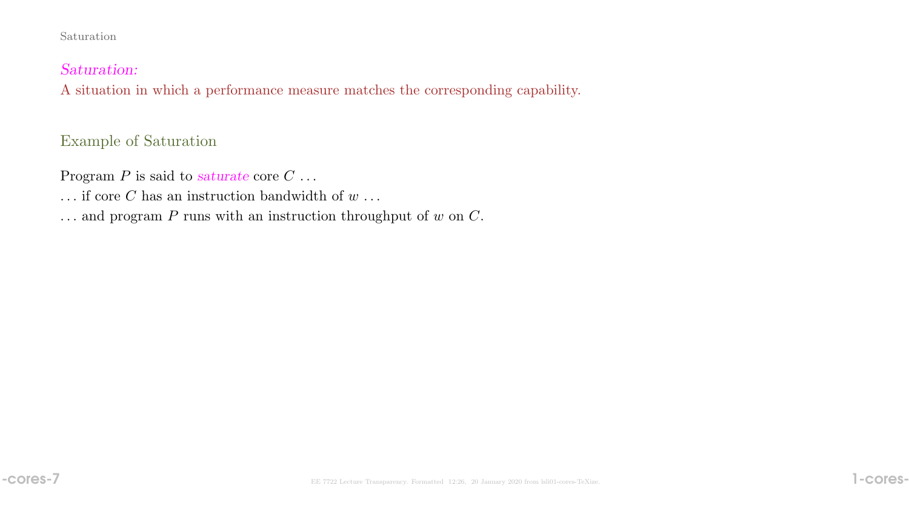*Saturation:*
A situation in which a performance measure matches the corresponding capability.

## Example of Saturation

Program $P$ is said to *saturate* core $C$ ...
... if core $C$ has an instruction bandwidth of $w$ ...
... and program $P$ runs with an instruction throughput of $w$ on $C$.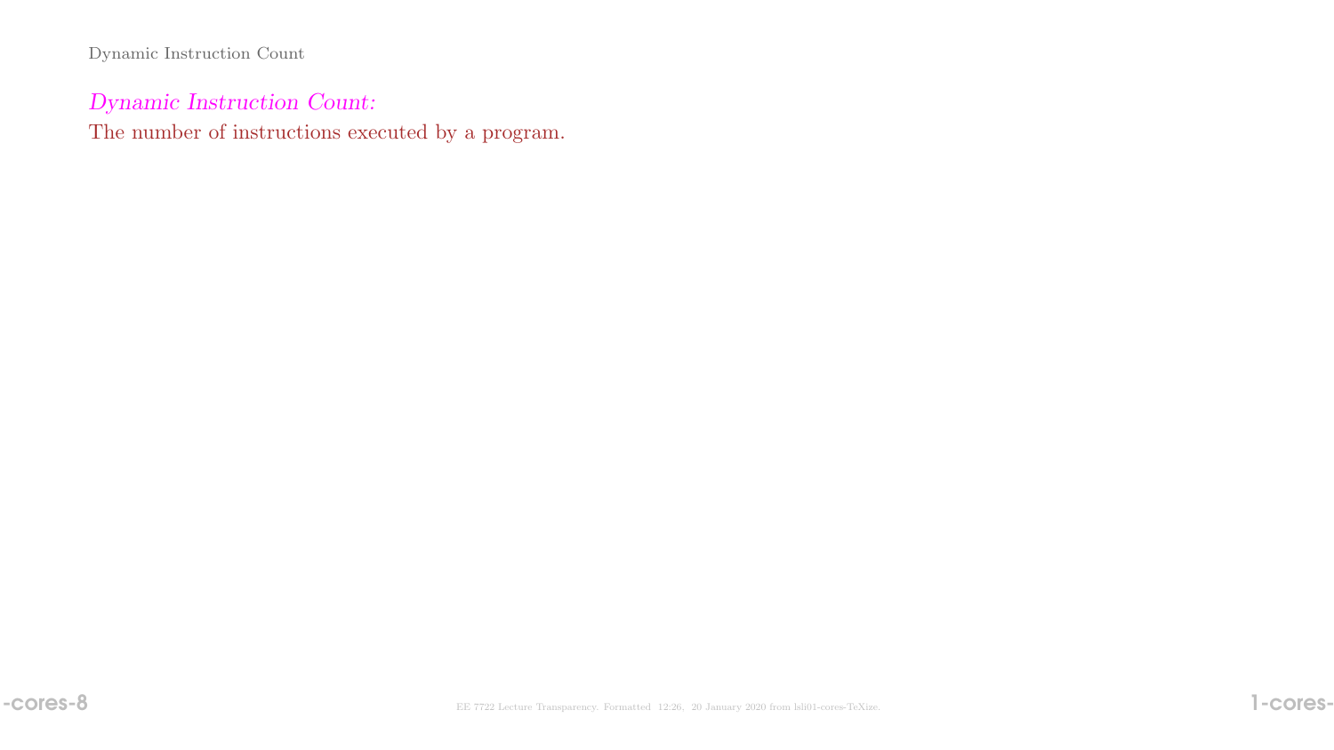## Dynamic Instruction Count

*Dynamic Instruction Count:*
The number of instructions executed by a program.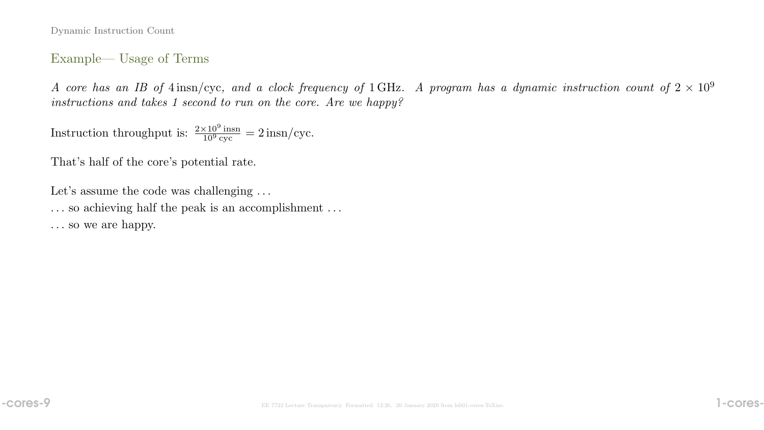## Example— Usage of Terms

*A core has an IB of* $4\,\text{insn/cyc}$*, and a clock frequency of* $1\,\text{GHz}$*. A program has a dynamic instruction count of* $2 \times 10^9$ *instructions and takes 1 second to run on the core. Are we happy?*

Instruction throughput is: $\frac{2\times10^9\,\text{insn}}{10^9\,\text{cyc}} = 2\,\text{insn/cyc}$.

That's half of the core's potential rate.

Let's assume the code was challenging ...

... so achieving half the peak is an accomplishment ...

... so we are happy.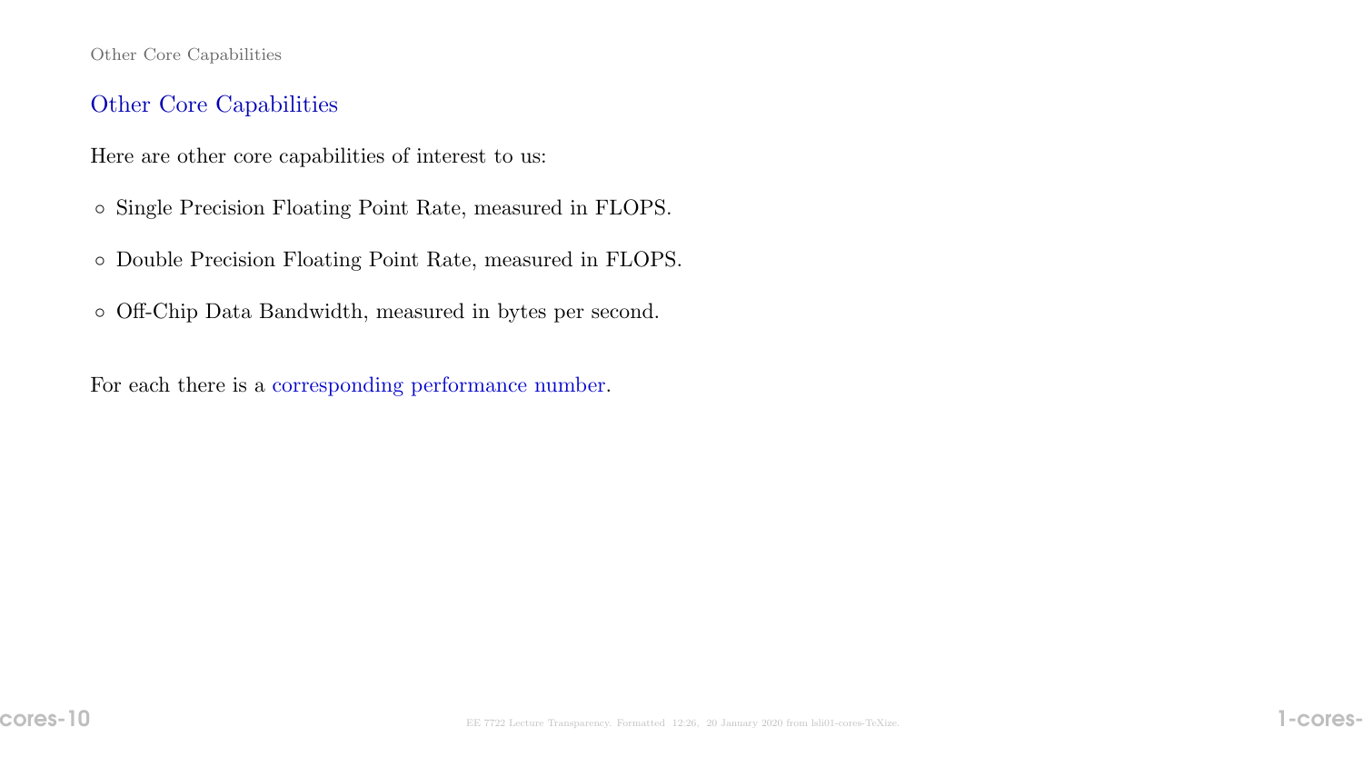## Other Core Capabilities

Here are other core capabilities of interest to us:

- Single Precision Floating Point Rate, measured in FLOPS.
- Double Precision Floating Point Rate, measured in FLOPS.
- Off-Chip Data Bandwidth, measured in bytes per second.

For each there is a corresponding performance number.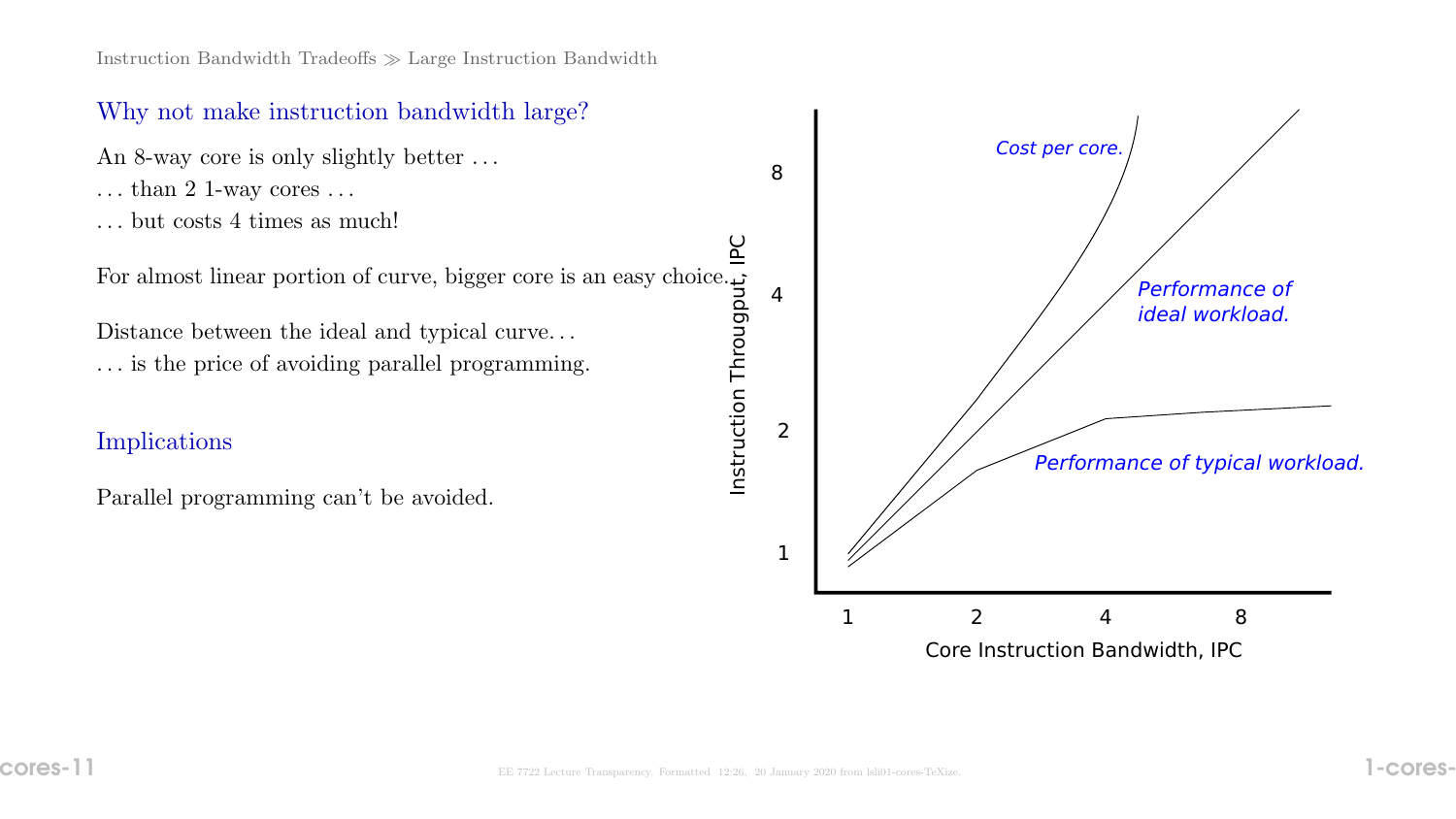## Why not make instruction bandwidth large?

An 8-way core is only slightly better ...

... than 2 1-way cores ...

... but costs 4 times as much!

For almost linear portion of curve, bigger core is an easy choice.

Distance between the ideal and typical curve...

... is the price of avoiding parallel programming.

## Implications

Parallel programming can't be avoided.

Cost per core.

Performance of ideal workload.

Performance of typical workload.

Instruction Througput, IPC

Core Instruction Bandwidth, IPC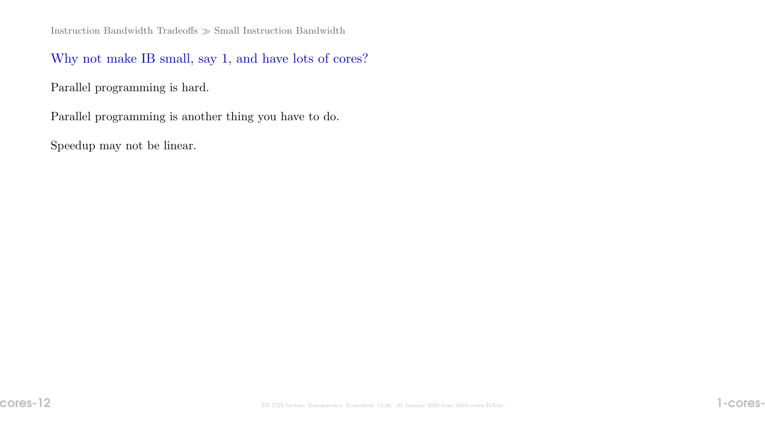## Why not make IB small, say 1, and have lots of cores?

Parallel programming is hard.

Parallel programming is another thing you have to do.

Speedup may not be linear.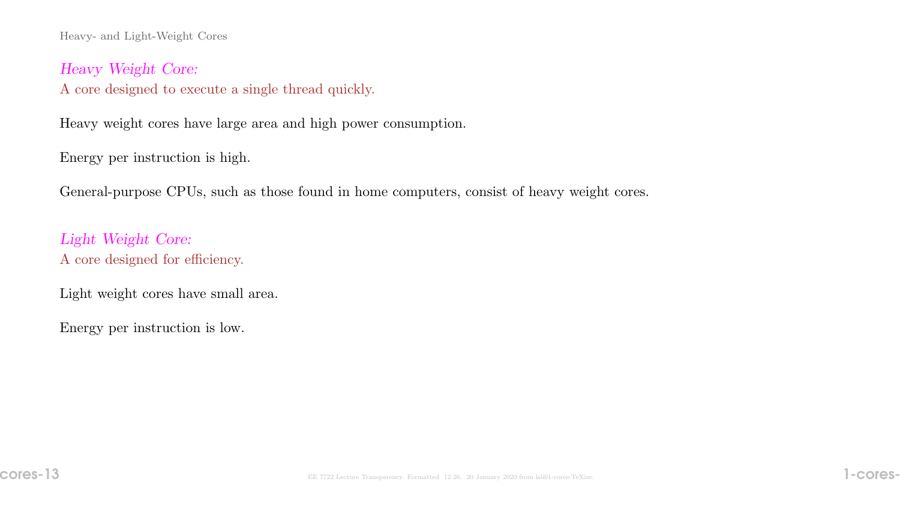## Heavy- and Light-Weight Cores

*Heavy Weight Core:*
A core designed to execute a single thread quickly.

Heavy weight cores have large area and high power consumption.

Energy per instruction is high.

General-purpose CPUs, such as those found in home computers, consist of heavy weight cores.

*Light Weight Core:*
A core designed for efficiency.

Light weight cores have small area.

Energy per instruction is low.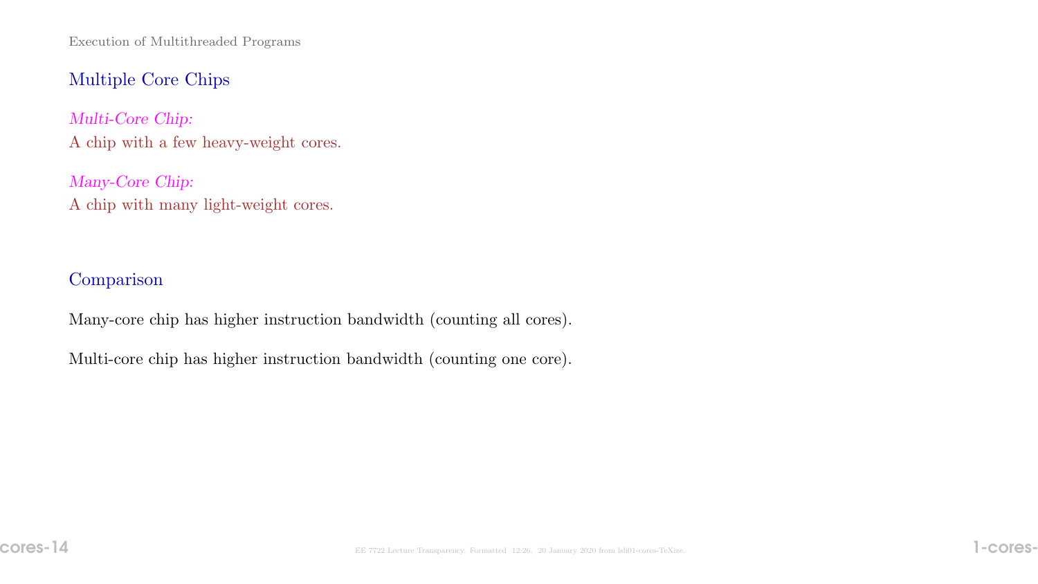## Multiple Core Chips

*Multi-Core Chip:*
A chip with a few heavy-weight cores.

*Many-Core Chip:*
A chip with many light-weight cores.

## Comparison

Many-core chip has higher instruction bandwidth (counting all cores).

Multi-core chip has higher instruction bandwidth (counting one core).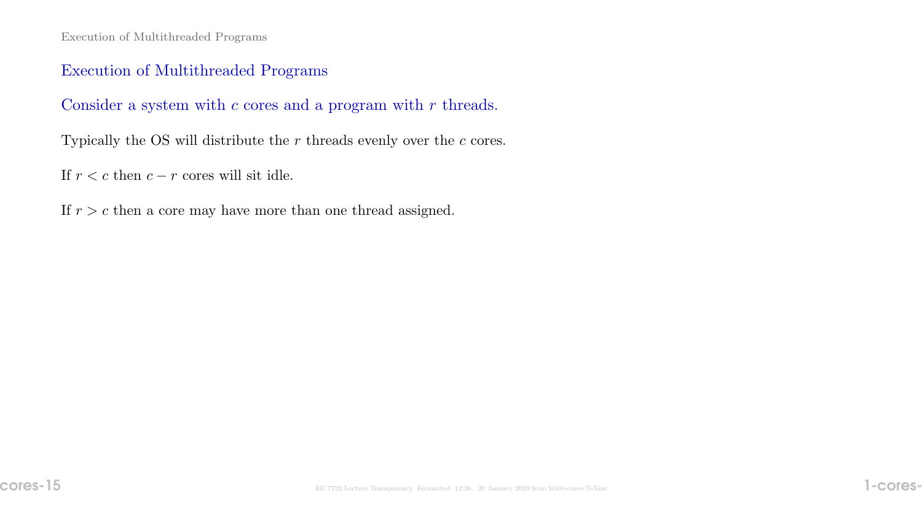## Execution of Multithreaded Programs

### Consider a system with $c$ cores and a program with $r$ threads.

Typically the OS will distribute the $r$ threads evenly over the $c$ cores.

If $r < c$ then $c - r$ cores will sit idle.

If $r > c$ then a core may have more than one thread assigned.